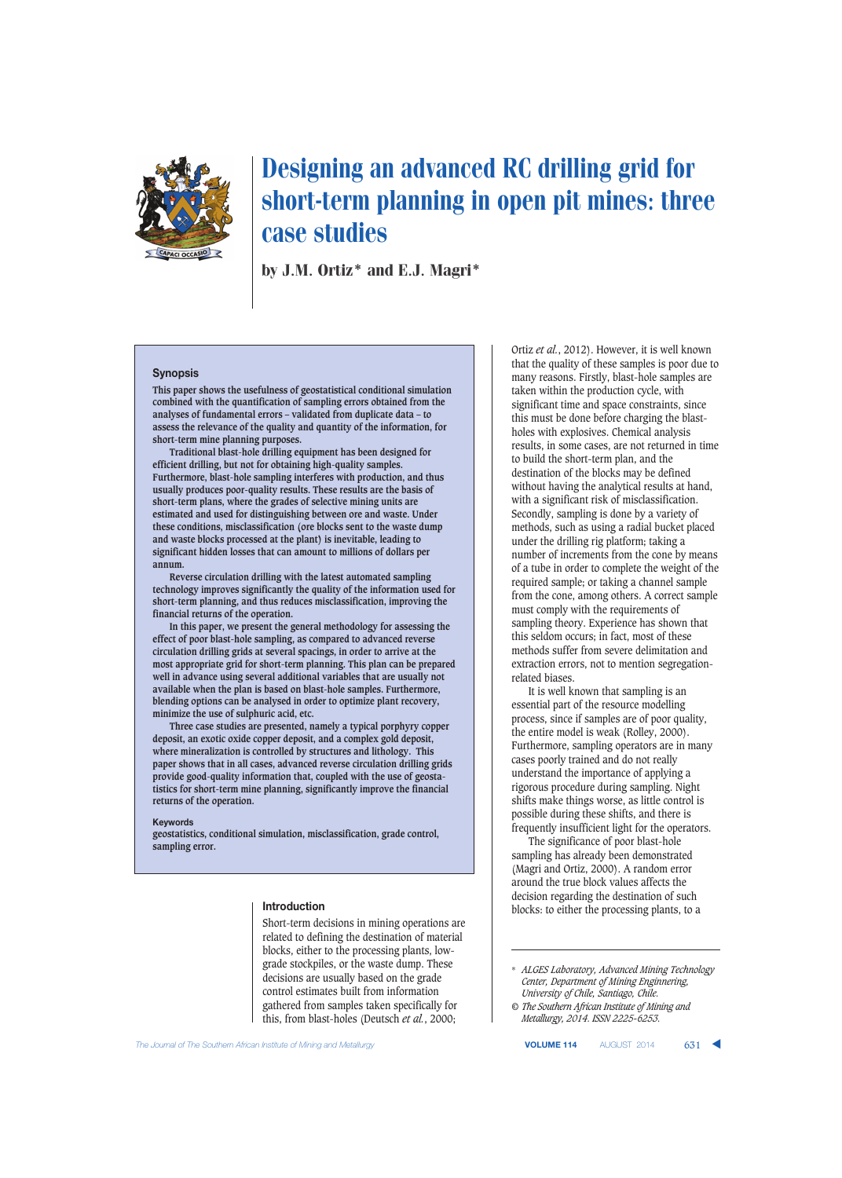# Designing an advanced RC drilling grid for short-term planning in open pit mines: three case studies

by J.M. Ortiz* and E.J. Magri*

## Synopsis

This paper shows the usefulness of geostatistical conditional simulation combined with the quantification of sampling errors obtained from the analyses of fundamental errors – validated from duplicate data – to assess the relevance of the quality and quantity of the information, for short-term mine planning purposes.

Traditional blast-hole drilling equipment has been designed for efficient drilling, but not for obtaining high-quality samples. Furthermore, blast-hole sampling interferes with production, and thus usually produces poor-quality results. These results are the basis of short-term plans, where the grades of selective mining units are estimated and used for distinguishing between ore and waste. Under these conditions, misclassification (ore blocks sent to the waste dump and waste blocks processed at the plant) is inevitable, leading to significant hidden losses that can amount to millions of dollars per annum.

Reverse circulation drilling with the latest automated sampling technology improves significantly the quality of the information used for short-term planning, and thus reduces misclassification, improving the financial returns of the operation.

In this paper, we present the general methodology for assessing the effect of poor blast-hole sampling, as compared to advanced reverse circulation drilling grids at several spacings, in order to arrive at the most appropriate grid for short-term planning. This plan can be prepared well in advance using several additional variables that are usually not available when the plan is based on blast-hole samples. Furthermore, blending options can be analysed in order to optimize plant recovery, minimize the use of sulphuric acid, etc.

Three case studies are presented, namely a typical porphyry copper deposit, an exotic oxide copper deposit, and a complex gold deposit, where mineralization is controlled by structures and lithology. This paper shows that in all cases, advanced reverse circulation drilling grids provide good-quality information that, coupled with the use of geostatistics for short-term mine planning, significantly improve the financial returns of the operation.

**Keywords**

geostatistics, conditional simulation, misclassification, grade control, sampling error.

## Introduction

Short-term decisions in mining operations are related to defining the destination of material blocks, either to the processing plants, low-grade stockpiles, or the waste dump. These decisions are usually based on the grade control estimates built from information gathered from samples taken specifically for this, from blast-holes (Deutsch *et al.*, 2000; Ortiz *et al.*, 2012). However, it is well known that the quality of these samples is poor due to many reasons. Firstly, blast-hole samples are taken within the production cycle, with significant time and space constraints, since this must be done before charging the blast-holes with explosives. Chemical analysis results, in some cases, are not returned in time to build the short-term plan, and the destination of the blocks may be defined without having the analytical results at hand, with a significant risk of misclassification. Secondly, sampling is done by a variety of methods, such as using a radial bucket placed under the drilling rig platform; taking a number of increments from the cone by means of a tube in order to complete the weight of the required sample; or taking a channel sample from the cone, among others. A correct sample must comply with the requirements of sampling theory. Experience has shown that this seldom occurs; in fact, most of these methods suffer from severe delimitation and extraction errors, not to mention segregation-related biases.

It is well known that sampling is an essential part of the resource modelling process, since if samples are of poor quality, the entire model is weak (Rolley, 2000). Furthermore, sampling operators are in many cases poorly trained and do not really understand the importance of applying a rigorous procedure during sampling. Night shifts make things worse, as little control is possible during these shifts, and there is frequently insufficient light for the operators.

The significance of poor blast-hole sampling has already been demonstrated (Magri and Ortiz, 2000). A random error around the true block values affects the decision regarding the destination of such blocks: to either the processing plants, to a

\* *ALGES Laboratory, Advanced Mining Technology Center, Department of Mining Enginnering, University of Chile, Santiago, Chile.*

© *The Southern African Institute of Mining and Metallurgy, 2014. ISSN 2225-6253.*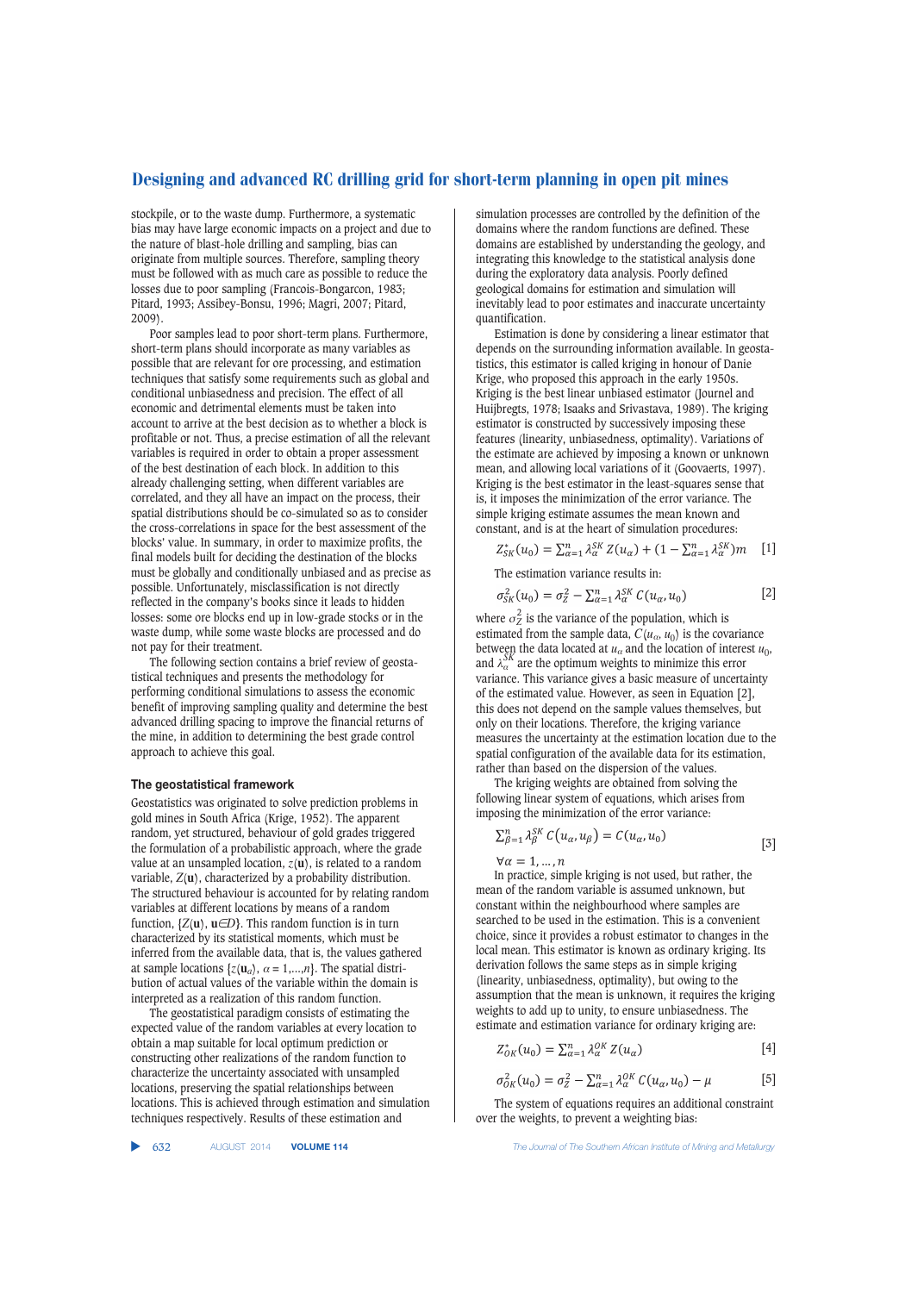stockpile, or to the waste dump. Furthermore, a systematic bias may have large economic impacts on a project and due to the nature of blast-hole drilling and sampling, bias can originate from multiple sources. Therefore, sampling theory must be followed with as much care as possible to reduce the losses due to poor sampling (Francois-Bongarcon, 1983; Pitard, 1993; Assibey-Bonsu, 1996; Magri, 2007; Pitard, 2009).

Poor samples lead to poor short-term plans. Furthermore, short-term plans should incorporate as many variables as possible that are relevant for ore processing, and estimation techniques that satisfy some requirements such as global and conditional unbiasedness and precision. The effect of all economic and detrimental elements must be taken into account to arrive at the best decision as to whether a block is profitable or not. Thus, a precise estimation of all the relevant variables is required in order to obtain a proper assessment of the best destination of each block. In addition to this already challenging setting, when different variables are correlated, and they all have an impact on the process, their spatial distributions should be co-simulated so as to consider the cross-correlations in space for the best assessment of the blocks' value. In summary, in order to maximize profits, the final models built for deciding the destination of the blocks must be globally and conditionally unbiased and as precise as possible. Unfortunately, misclassification is not directly reflected in the company's books since it leads to hidden losses: some ore blocks end up in low-grade stocks or in the waste dump, while some waste blocks are processed and do not pay for their treatment.

The following section contains a brief review of geostatistical techniques and presents the methodology for performing conditional simulations to assess the economic benefit of improving sampling quality and determine the best advanced drilling spacing to improve the financial returns of the mine, in addition to determining the best grade control approach to achieve this goal.

## The geostatistical framework

Geostatistics was originated to solve prediction problems in gold mines in South Africa (Krige, 1952). The apparent random, yet structured, behaviour of gold grades triggered the formulation of a probabilistic approach, where the grade value at an unsampled location, $z(\mathbf{u})$, is related to a random variable, $Z(\mathbf{u})$, characterized by a probability distribution. The structured behaviour is accounted for by relating random variables at different locations by means of a random function, $\{Z(\mathbf{u}), \mathbf{u} \in D\}$. This random function is in turn characterized by its statistical moments, which must be inferred from the available data, that is, the values gathered at sample locations $\{z(\mathbf{u}_\alpha), \alpha = 1,...,n\}$. The spatial distribution of actual values of the variable within the domain is interpreted as a realization of this random function.

The geostatistical paradigm consists of estimating the expected value of the random variables at every location to obtain a map suitable for local optimum prediction or constructing other realizations of the random function to characterize the uncertainty associated with unsampled locations, preserving the spatial relationships between locations. This is achieved through estimation and simulation techniques respectively. Results of these estimation and simulation processes are controlled by the definition of the domains where the random functions are defined. These domains are established by understanding the geology, and integrating this knowledge to the statistical analysis done during the exploratory data analysis. Poorly defined geological domains for estimation and simulation will inevitably lead to poor estimates and inaccurate uncertainty quantification.

Estimation is done by considering a linear estimator that depends on the surrounding information available. In geostatistics, this estimator is called kriging in honour of Danie Krige, who proposed this approach in the early 1950s. Kriging is the best linear unbiased estimator (Journel and Huijbregts, 1978; Isaaks and Srivastava, 1989). The kriging estimator is constructed by successively imposing these features (linearity, unbiasedness, optimality). Variations of the estimate are achieved by imposing a known or unknown mean, and allowing local variations of it (Goovaerts, 1997). Kriging is the best estimator in the least-squares sense that is, it imposes the minimization of the error variance. The simple kriging estimate assumes the mean known and constant, and is at the heart of simulation procedures:

$$Z^*_{SK}(u_0) = \sum_{\alpha=1}^{n} \lambda_\alpha^{SK} Z(u_\alpha) + (1 - \sum_{\alpha=1}^{n} \lambda_\alpha^{SK})m \quad [1]$$

The estimation variance results in:

$$\sigma^2_{SK}(u_0) = \sigma_Z^2 - \sum_{\alpha=1}^{n} \lambda_\alpha^{SK} C(u_\alpha, u_0) \quad [2]$$

where $\sigma_Z^2$ is the variance of the population, which is estimated from the sample data, $C(u_\alpha, u_0)$ is the covariance between the data located at $u_\alpha$ and the location of interest $u_0$, and $\lambda_\alpha^{SK}$ are the optimum weights to minimize this error variance. This variance gives a basic measure of uncertainty of the estimated value. However, as seen in Equation [2], this does not depend on the sample values themselves, but only on their locations. Therefore, the kriging variance measures the uncertainty at the estimation location due to the spatial configuration of the available data for its estimation, rather than based on the dispersion of the values.

The kriging weights are obtained from solving the following linear system of equations, which arises from imposing the minimization of the error variance:

$$\sum_{\beta=1}^{n} \lambda_\beta^{SK} C(u_\alpha, u_\beta) = C(u_\alpha, u_0) \qquad \forall \alpha = 1, \ldots, n \quad [3]$$

In practice, simple kriging is not used, but rather, the mean of the random variable is assumed unknown, but constant within the neighbourhood where samples are searched to be used in the estimation. This is a convenient choice, since it provides a robust estimator to changes in the local mean. This estimator is known as ordinary kriging. Its derivation follows the same steps as in simple kriging (linearity, unbiasedness, optimality), but owing to the assumption that the mean is unknown, it requires the kriging weights to add up to unity, to ensure unbiasedness. The estimate and estimation variance for ordinary kriging are:

$$Z^*_{OK}(u_0) = \sum_{\alpha=1}^{n} \lambda_\alpha^{OK} Z(u_\alpha) \quad [4]$$

$$\sigma^2_{OK}(u_0) = \sigma_Z^2 - \sum_{\alpha=1}^{n} \lambda_\alpha^{OK} C(u_\alpha, u_0) - \mu \quad [5]$$

The system of equations requires an additional constraint over the weights, to prevent a weighting bias: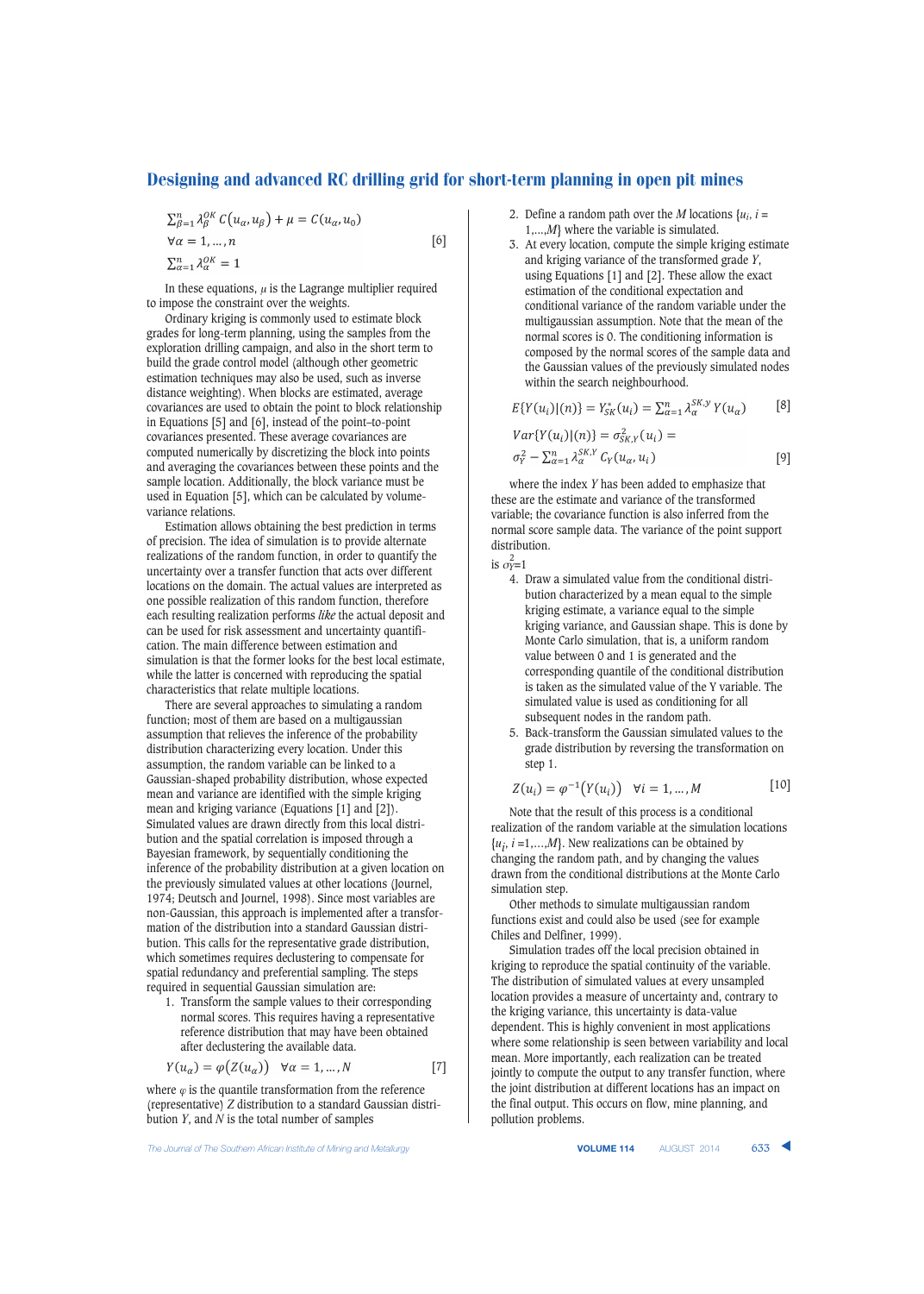$$\sum_{\beta=1}^{n} \lambda_{\beta}^{OK} C(u_{\alpha}, u_{\beta}) + \mu = C(u_{\alpha}, u_{0})$$
$$\forall \alpha = 1, \ldots, n \qquad [6]$$
$$\sum_{\alpha=1}^{n} \lambda_{\alpha}^{OK} = 1$$

In these equations, $\mu$ is the Lagrange multiplier required to impose the constraint over the weights.

Ordinary kriging is commonly used to estimate block grades for long-term planning, using the samples from the exploration drilling campaign, and also in the short term to build the grade control model (although other geometric estimation techniques may also be used, such as inverse distance weighting). When blocks are estimated, average covariances are used to obtain the point to block relationship in Equations [5] and [6], instead of the point–to-point covariances presented. These average covariances are computed numerically by discretizing the block into points and averaging the covariances between these points and the sample location. Additionally, the block variance must be used in Equation [5], which can be calculated by volume-variance relations.

Estimation allows obtaining the best prediction in terms of precision. The idea of simulation is to provide alternate realizations of the random function, in order to quantify the uncertainty over a transfer function that acts over different locations on the domain. The actual values are interpreted as one possible realization of this random function, therefore each resulting realization performs *like* the actual deposit and can be used for risk assessment and uncertainty quantification. The main difference between estimation and simulation is that the former looks for the best local estimate, while the latter is concerned with reproducing the spatial characteristics that relate multiple locations.

There are several approaches to simulating a random function; most of them are based on a multigaussian assumption that relieves the inference of the probability distribution characterizing every location. Under this assumption, the random variable can be linked to a Gaussian-shaped probability distribution, whose expected mean and variance are identified with the simple kriging mean and kriging variance (Equations [1] and [2]). Simulated values are drawn directly from this local distribution and the spatial correlation is imposed through a Bayesian framework, by sequentially conditioning the inference of the probability distribution at a given location on the previously simulated values at other locations (Journel, 1974; Deutsch and Journel, 1998). Since most variables are non-Gaussian, this approach is implemented after a transformation of the distribution into a standard Gaussian distribution. This calls for the representative grade distribution, which sometimes requires declustering to compensate for spatial redundancy and preferential sampling. The steps required in sequential Gaussian simulation are:

1. Transform the sample values to their corresponding normal scores. This requires having a representative reference distribution that may have been obtained after declustering the available data.

$$Y(u_{\alpha}) = \varphi\big(Z(u_{\alpha})\big) \quad \forall \alpha = 1, \ldots, N \qquad [7]$$

where $\varphi$ is the quantile transformation from the reference (representative) $Z$ distribution to a standard Gaussian distribution $Y$, and $N$ is the total number of samples

2. Define a random path over the $M$ locations $\{u_i, i = 1,\ldots,M\}$ where the variable is simulated.
3. At every location, compute the simple kriging estimate and kriging variance of the transformed grade $Y$, using Equations [1] and [2]. These allow the exact estimation of the conditional expectation and conditional variance of the random variable under the multigaussian assumption. Note that the mean of the normal scores is 0. The conditioning information is composed by the normal scores of the sample data and the Gaussian values of the previously simulated nodes within the search neighbourhood.

$$E\{Y(u_i)|(n)\} = Y_{SK}^{*}(u_i) = \sum_{\alpha=1}^{n} \lambda_{\alpha}^{SK,Y}\, Y(u_{\alpha}) \qquad [8]$$

$$Var\{Y(u_i)|(n)\} = \sigma_{SK,Y}^{2}(u_i) = \sigma_{Y}^{2} - \sum_{\alpha=1}^{n} \lambda_{\alpha}^{SK,Y}\, C_Y(u_{\alpha}, u_i) \qquad [9]$$

where the index $Y$ has been added to emphasize that these are the estimate and variance of the transformed variable; the covariance function is also inferred from the normal score sample data. The variance of the point support distribution.

is $\sigma_Y^2=1$

4. Draw a simulated value from the conditional distribution characterized by a mean equal to the simple kriging estimate, a variance equal to the simple kriging variance, and Gaussian shape. This is done by Monte Carlo simulation, that is, a uniform random value between 0 and 1 is generated and the corresponding quantile of the conditional distribution is taken as the simulated value of the Y variable. The simulated value is used as conditioning for all subsequent nodes in the random path.
5. Back-transform the Gaussian simulated values to the grade distribution by reversing the transformation on step 1.

$$Z(u_i) = \varphi^{-1}\big(Y(u_i)\big) \quad \forall i = 1, \ldots, M \qquad [10]$$

Note that the result of this process is a conditional realization of the random variable at the simulation locations $\{u_i, i=1,\ldots,M\}$. New realizations can be obtained by changing the random path, and by changing the values drawn from the conditional distributions at the Monte Carlo simulation step.

Other methods to simulate multigaussian random functions exist and could also be used (see for example Chiles and Delfiner, 1999).

Simulation trades off the local precision obtained in kriging to reproduce the spatial continuity of the variable. The distribution of simulated values at every unsampled location provides a measure of uncertainty and, contrary to the kriging variance, this uncertainty is data-value dependent. This is highly convenient in most applications where some relationship is seen between variability and local mean. More importantly, each realization can be treated jointly to compute the output to any transfer function, where the joint distribution at different locations has an impact on the final output. This occurs on flow, mine planning, and pollution problems.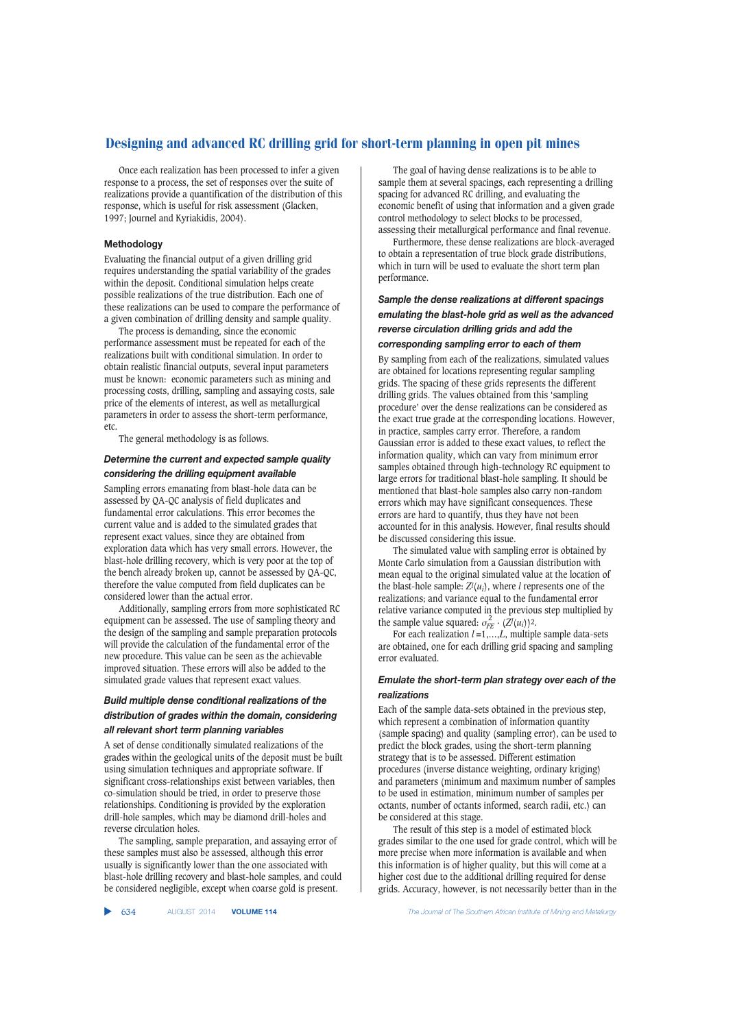Once each realization has been processed to infer a given response to a process, the set of responses over the suite of realizations provide a quantification of the distribution of this response, which is useful for risk assessment (Glacken, 1997; Journel and Kyriakidis, 2004).

### Methodology

Evaluating the financial output of a given drilling grid requires understanding the spatial variability of the grades within the deposit. Conditional simulation helps create possible realizations of the true distribution. Each one of these realizations can be used to compare the performance of a given combination of drilling density and sample quality.

The process is demanding, since the economic performance assessment must be repeated for each of the realizations built with conditional simulation. In order to obtain realistic financial outputs, several input parameters must be known: economic parameters such as mining and processing costs, drilling, sampling and assaying costs, sale price of the elements of interest, as well as metallurgical parameters in order to assess the short-term performance, etc.

The general methodology is as follows.

#### *Determine the current and expected sample quality considering the drilling equipment available*

Sampling errors emanating from blast-hole data can be assessed by QA-QC analysis of field duplicates and fundamental error calculations. This error becomes the current value and is added to the simulated grades that represent exact values, since they are obtained from exploration data which has very small errors. However, the blast-hole drilling recovery, which is very poor at the top of the bench already broken up, cannot be assessed by QA-QC, therefore the value computed from field duplicates can be considered lower than the actual error.

Additionally, sampling errors from more sophisticated RC equipment can be assessed. The use of sampling theory and the design of the sampling and sample preparation protocols will provide the calculation of the fundamental error of the new procedure. This value can be seen as the achievable improved situation. These errors will also be added to the simulated grade values that represent exact values.

#### *Build multiple dense conditional realizations of the distribution of grades within the domain, considering all relevant short term planning variables*

A set of dense conditionally simulated realizations of the grades within the geological units of the deposit must be built using simulation techniques and appropriate software. If significant cross-relationships exist between variables, then co-simulation should be tried, in order to preserve those relationships. Conditioning is provided by the exploration drill-hole samples, which may be diamond drill-holes and reverse circulation holes.

The sampling, sample preparation, and assaying error of these samples must also be assessed, although this error usually is significantly lower than the one associated with blast-hole drilling recovery and blast-hole samples, and could be considered negligible, except when coarse gold is present.

The goal of having dense realizations is to be able to sample them at several spacings, each representing a drilling spacing for advanced RC drilling, and evaluating the economic benefit of using that information and a given grade control methodology to select blocks to be processed, assessing their metallurgical performance and final revenue.

Furthermore, these dense realizations are block-averaged to obtain a representation of true block grade distributions, which in turn will be used to evaluate the short term plan performance.

#### *Sample the dense realizations at different spacings emulating the blast-hole grid as well as the advanced reverse circulation drilling grids and add the corresponding sampling error to each of them*

By sampling from each of the realizations, simulated values are obtained for locations representing regular sampling grids. The spacing of these grids represents the different drilling grids. The values obtained from this 'sampling procedure' over the dense realizations can be considered as the exact true grade at the corresponding locations. However, in practice, samples carry error. Therefore, a random Gaussian error is added to these exact values, to reflect the information quality, which can vary from minimum error samples obtained through high-technology RC equipment to large errors for traditional blast-hole sampling. It should be mentioned that blast-hole samples also carry non-random errors which may have significant consequences. These errors are hard to quantify, thus they have not been accounted for in this analysis. However, final results should be discussed considering this issue.

The simulated value with sampling error is obtained by Monte Carlo simulation from a Gaussian distribution with mean equal to the original simulated value at the location of the blast-hole sample: $Z^l(u_i)$, where $l$ represents one of the realizations; and variance equal to the fundamental error relative variance computed in the previous step multiplied by the sample value squared: $\sigma^2_{FE} \cdot (Z^l(u_i))^2$.

For each realization $l = 1,\ldots,L$, multiple sample data-sets are obtained, one for each drilling grid spacing and sampling error evaluated.

#### *Emulate the short-term plan strategy over each of the realizations*

Each of the sample data-sets obtained in the previous step, which represent a combination of information quantity (sample spacing) and quality (sampling error), can be used to predict the block grades, using the short-term planning strategy that is to be assessed. Different estimation procedures (inverse distance weighting, ordinary kriging) and parameters (minimum and maximum number of samples to be used in estimation, minimum number of samples per octants, number of octants informed, search radii, etc.) can be considered at this stage.

The result of this step is a model of estimated block grades similar to the one used for grade control, which will be more precise when more information is available and when this information is of higher quality, but this will come at a higher cost due to the additional drilling required for dense grids. Accuracy, however, is not necessarily better than in the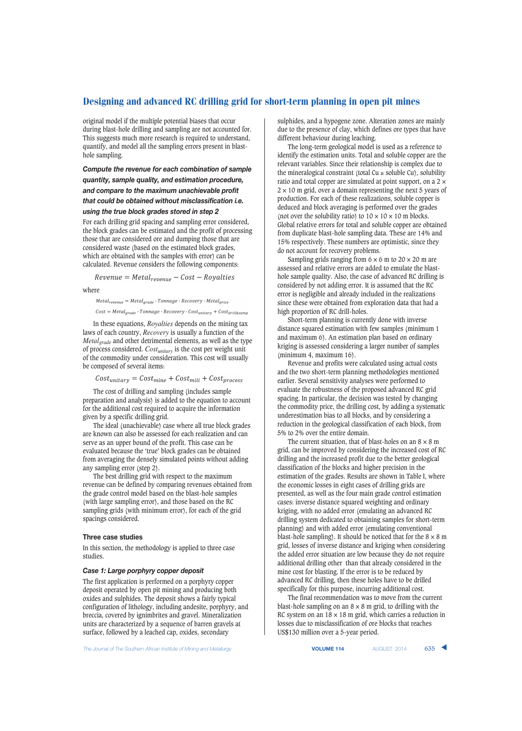original model if the multiple potential biases that occur during blast-hole drilling and sampling are not accounted for. This suggests much more research is required to understand, quantify, and model all the sampling errors present in blast-hole sampling.

#### *Compute the revenue for each combination of sample quantity, sample quality, and estimation procedure, and compare to the maximum unachievable profit that could be obtained without misclassification i.e. using the true block grades stored in step 2*

For each drilling grid spacing and sampling error considered, the block grades can be estimated and the profit of processing those that are considered ore and dumping those that are considered waste (based on the estimated block grades, which are obtained with the samples with error) can be calculated. Revenue considers the following components:

$$Revenue = Metal_{revenue} - Cost - Royalties$$

where

$$Metal_{revenue} = Metal_{grade} \cdot Tonnage \cdot Recovery \cdot Metal_{price}$$

$$Cost = Metal_{grade} \cdot Tonnage \cdot Recovery \cdot Cost_{unitary} + Cost_{drill\&samp}$$

In these equations, *Royalties* depends on the mining tax laws of each country, *Recovery* is usually a function of the $Metal_{grade}$ and other detrimental elements, as well as the type of process considered. $Cost_{unitary}$ is the cost per weight unit of the commodity under consideration. This cost will usually be composed of several items:

$$Cost_{unitary} = Cost_{mine} + Cost_{mill} + Cost_{process}$$

The cost of drilling and sampling (includes sample preparation and analysis) is added to the equation to account for the additional cost required to acquire the information given by a specific drilling grid.

The ideal (unachievable) case where all true block grades are known can also be assessed for each realization and can serve as an upper bound of the profit. This case can be evaluated because the 'true' block grades can be obtained from averaging the densely simulated points without adding any sampling error (step 2).

The best drilling grid with respect to the maximum revenue can be defined by comparing revenues obtained from the grade control model based on the blast-hole samples (with large sampling error), and those based on the RC sampling grids (with minimum error), for each of the grid spacings considered.

## Three case studies

In this section, the methodology is applied to three case studies.

### *Case 1: Large porphyry copper deposit*

The first application is performed on a porphyry copper deposit operated by open pit mining and producing both oxides and sulphides. The deposit shows a fairly typical configuration of lithology, including andesite, porphyry, and breccia, covered by ignimbrites and gravel. Mineralization units are characterized by a sequence of barren gravels at surface, followed by a leached cap, oxides, secondary sulphides, and a hypogene zone. Alteration zones are mainly due to the presence of clay, which defines ore types that have different behaviour during leaching.

The long-term geological model is used as a reference to identify the estimation units. Total and soluble copper are the relevant variables. Since their relationship is complex due to the mineralogical constraint (total Cu ≥ soluble Cu), solubility ratio and total copper are simulated at point support, on a 2 × 2 × 10 m grid, over a domain representing the next 5 years of production. For each of these realizations, soluble copper is deduced and block averaging is performed over the grades (not over the solubility ratio) to 10 × 10 × 10 m blocks. Global relative errors for total and soluble copper are obtained from duplicate blast-hole sampling data. These are 14% and 15% respectively. These numbers are optimistic, since they do not account for recovery problems.

Sampling grids ranging from 6 × 6 m to 20 × 20 m are assessed and relative errors are added to emulate the blast-hole sample quality. Also, the case of advanced RC drilling is considered by not adding error. It is assumed that the RC error is negligible and already included in the realizations since these were obtained from exploration data that had a high proportion of RC drill-holes.

Short-term planning is currently done with inverse distance squared estimation with few samples (minimum 1 and maximum 6). An estimation plan based on ordinary kriging is assessed considering a larger number of samples (minimum 4, maximum 16).

Revenue and profits were calculated using actual costs and the two short-term planning methodologies mentioned earlier. Several sensitivity analyses were performed to evaluate the robustness of the proposed advanced RC grid spacing. In particular, the decision was tested by changing the commodity price, the drilling cost, by adding a systematic underestimation bias to all blocks, and by considering a reduction in the geological classification of each block, from 5% to 2% over the entire domain.

The current situation, that of blast-holes on an 8 × 8 m grid, can be improved by considering the increased cost of RC drilling and the increased profit due to the better geological classification of the blocks and higher precision in the estimation of the grades. Results are shown in Table I, where the economic losses in eight cases of drilling grids are presented, as well as the four main grade control estimation cases: inverse distance squared weighting and ordinary kriging, with no added error (emulating an advanced RC drilling system dedicated to obtaining samples for short-term planning) and with added error (emulating conventional blast-hole sampling). It should be noticed that for the 8 × 8 m grid, losses of inverse distance and kriging when considering the added error situation are low because they do not require additional drilling other than that already considered in the mine cost for blasting. If the error is to be reduced by advanced RC drilling, then these holes have to be drilled specifically for this purpose, incurring additional cost.

The final recommendation was to move from the current blast-hole sampling on an 8 × 8 m grid, to drilling with the RC system on an 18 × 18 m grid, which carries a reduction in losses due to misclassification of ore blocks that reaches US$130 million over a 5-year period.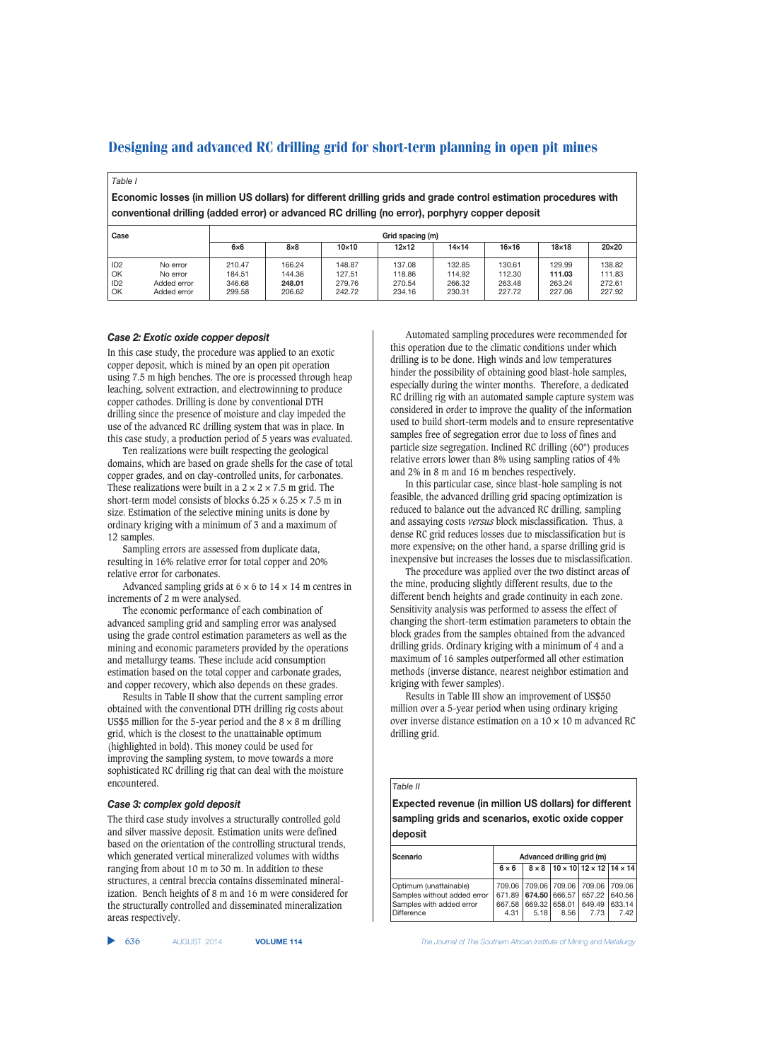Table I

**Economic losses (in million US dollars) for different drilling grids and grade control estimation procedures with conventional drilling (added error) or advanced RC drilling (no error), porphyry copper deposit**

| Case | | Grid spacing (m) | | | | | | | |
|---|---|---|---|---|---|---|---|---|---|
| | | 6×6 | 8×8 | 10×10 | 12×12 | 14×14 | 16×16 | 18×18 | 20×20 |
| ID2 | No error | 210.47 | 166.24 | 148.87 | 137.08 | 132.85 | 130.61 | 129.99 | 138.82 |
| OK | No error | 184.51 | 144.36 | 127.51 | 118.86 | 114.92 | 112.30 | **111.03** | 111.83 |
| ID2 | Added error | 346.68 | **248.01** | 279.76 | 270.54 | 266.32 | 263.48 | 263.24 | 272.61 |
| OK | Added error | 299.58 | 206.62 | 242.72 | 234.16 | 230.31 | 227.72 | 227.06 | 227.92 |

### *Case 2: Exotic oxide copper deposit*

In this case study, the procedure was applied to an exotic copper deposit, which is mined by an open pit operation using 7.5 m high benches. The ore is processed through heap leaching, solvent extraction, and electrowinning to produce copper cathodes. Drilling is done by conventional DTH drilling since the presence of moisture and clay impeded the use of the advanced RC drilling system that was in place. In this case study, a production period of 5 years was evaluated.

Ten realizations were built respecting the geological domains, which are based on grade shells for the case of total copper grades, and on clay-controlled units, for carbonates. These realizations were built in a 2 × 2 × 7.5 m grid. The short-term model consists of blocks 6.25 × 6.25 × 7.5 m in size. Estimation of the selective mining units is done by ordinary kriging with a minimum of 3 and a maximum of 12 samples.

Sampling errors are assessed from duplicate data, resulting in 16% relative error for total copper and 20% relative error for carbonates.

Advanced sampling grids at 6 × 6 to 14 × 14 m centres in increments of 2 m were analysed.

The economic performance of each combination of advanced sampling grid and sampling error was analysed using the grade control estimation parameters as well as the mining and economic parameters provided by the operations and metallurgy teams. These include acid consumption estimation based on the total copper and carbonate grades, and copper recovery, which also depends on these grades.

Results in Table II show that the current sampling error obtained with the conventional DTH drilling rig costs about US$5 million for the 5-year period and the 8 × 8 m drilling grid, which is the closest to the unattainable optimum (highlighted in bold). This money could be used for improving the sampling system, to move towards a more sophisticated RC drilling rig that can deal with the moisture encountered.

### *Case 3: complex gold deposit*

The third case study involves a structurally controlled gold and silver massive deposit. Estimation units were defined based on the orientation of the controlling structural trends, which generated vertical mineralized volumes with widths ranging from about 10 m to 30 m. In addition to these structures, a central breccia contains disseminated mineralization. Bench heights of 8 m and 16 m were considered for the structurally controlled and disseminated mineralization areas respectively.

Automated sampling procedures were recommended for this operation due to the climatic conditions under which drilling is to be done. High winds and low temperatures hinder the possibility of obtaining good blast-hole samples, especially during the winter months. Therefore, a dedicated RC drilling rig with an automated sample capture system was considered in order to improve the quality of the information used to build short-term models and to ensure representative samples free of segregation error due to loss of fines and particle size segregation. Inclined RC drilling (60°) produces relative errors lower than 8% using sampling ratios of 4% and 2% in 8 m and 16 m benches respectively.

In this particular case, since blast-hole sampling is not feasible, the advanced drilling grid spacing optimization is reduced to balance out the advanced RC drilling, sampling and assaying costs *versus* block misclassification. Thus, a dense RC grid reduces losses due to misclassification but is more expensive; on the other hand, a sparse drilling grid is inexpensive but increases the losses due to misclassification.

The procedure was applied over the two distinct areas of the mine, producing slightly different results, due to the different bench heights and grade continuity in each zone. Sensitivity analysis was performed to assess the effect of changing the short-term estimation parameters to obtain the block grades from the samples obtained from the advanced drilling grids. Ordinary kriging with a minimum of 4 and a maximum of 16 samples outperformed all other estimation methods (inverse distance, nearest neighbor estimation and kriging with fewer samples).

Results in Table III show an improvement of US$50 million over a 5-year period when using ordinary kriging over inverse distance estimation on a 10 × 10 m advanced RC drilling grid.

Table II

**Expected revenue (in million US dollars) for different sampling grids and scenarios, exotic oxide copper deposit**

| Scenario | Advanced drilling grid (m) | | | | |
|---|---|---|---|---|---|
| | 6 × 6 | 8 × 8 | 10 × 10 | 12 × 12 | 14 × 14 |
| Optimum (unattainable) | 709.06 | 709.06 | 709.06 | 709.06 | 709.06 |
| Samples without added error | 671.89 | **674.50** | 666.57 | 657.22 | 640.56 |
| Samples with added error | 667.58 | 669.32 | 658.01 | 649.49 | 633.14 |
| Difference | 4.31 | 5.18 | 8.56 | 7.73 | 7.42 |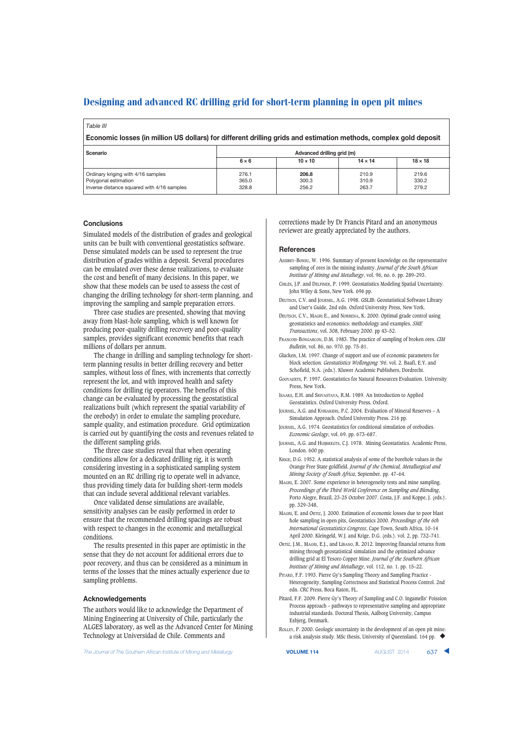Table III

**Economic losses (in million US dollars) for different drilling grids and estimation methods, complex gold deposit**

| Scenario | Advanced drilling grid (m) | | | |
|---|---|---|---|---|
| | 6 × 6 | 10 × 10 | 14 × 14 | 18 × 18 |
| Ordinary kriging with 4/16 samples | 276.1 | **206.8** | 210.9 | 219.6 |
| Polygonal estimation | 365.0 | 300.3 | 310.9 | 330.2 |
| Inverse distance squared with 4/16 samples | 328.8 | 256.2 | 263.7 | 279.2 |

## Conclusions

Simulated models of the distribution of grades and geological units can be built with conventional geostatistics software. Dense simulated models can be used to represent the true distribution of grades within a deposit. Several procedures can be emulated over these dense realizations, to evaluate the cost and benefit of many decisions. In this paper, we show that these models can be used to assess the cost of changing the drilling technology for short-term planning, and improving the sampling and sample preparation errors.

Three case studies are presented, showing that moving away from blast-hole sampling, which is well known for producing poor-quality drilling recovery and poor-quality samples, provides significant economic benefits that reach millions of dollars per annum.

The change in drilling and sampling technology for short-term planning results in better drilling recovery and better samples, without loss of fines, with increments that correctly represent the lot, and with improved health and safety conditions for drilling rig operators. The benefits of this change can be evaluated by processing the geostatistical realizations built (which represent the spatial variability of the orebody) in order to emulate the sampling procedure, sample quality, and estimation procedure. Grid optimization is carried out by quantifying the costs and revenues related to the different sampling grids.

The three case studies reveal that when operating conditions allow for a dedicated drilling rig, it is worth considering investing in a sophisticated sampling system mounted on an RC drilling rig to operate well in advance, thus providing timely data for building short-term models that can include several additional relevant variables.

Once validated dense simulations are available, sensitivity analyses can be easily performed in order to ensure that the recommended drilling spacings are robust with respect to changes in the economic and metallurgical conditions.

The results presented in this paper are optimistic in the sense that they do not account for additional errors due to poor recovery, and thus can be considered as a minimum in terms of the losses that the mines actually experience due to sampling problems.

## Acknowledgements

The authors would like to acknowledge the Department of Mining Engineering at University of Chile, particularly the ALGES laboratory, as well as the Advanced Center for Mining Technology at Universidad de Chile. Comments and corrections made by Dr Francis Pitard and an anonymous reviewer are greatly appreciated by the authors.

## References

Assibey-Bonsu, W. 1996. Summary of present knowledge on the representative sampling of ores in the mining industry. *Journal of the South African Institute of Mining and Metallurgy*, vol. 96, no. 6. pp. 289–293.

Chilès, J.P. and Delfiner, P. 1999. Geostatistics Modeling Spatial Uncertainty. John Wiley & Sons, New York. 696 pp.

Deutsch, C.V. and Journel, A.G. 1998. GSLIB: Geostatistical Software Library and User's Guide, 2nd edn. Oxford University Press, New York.

Deutsch, C.V., Magri E., and Norrena, K. 2000. Optimal grade control using geostatistics and economics: methodology and examples. *SME Transactions*, vol. 308, February 2000. pp 43–52.

Francois-Bongarcon, D.M. 1983. The practice of sampling of broken ores. *CIM Bulletin*, vol. 86, no. 970. pp. 75-81.

Glacken, I.M. 1997. Change of support and use of economic parameters for block selection. *Geostatistics Wollongong '96*. vol. 2. Baafi, E.Y. and Schofield, N.A. (eds.). Kluwer Academic Publishers, Dordrecht.

Goovaerts, P. 1997. Geostatistics for Natural Resources Evaluation. University Press, New York.

Isaaks, E.H. and Srivastava, R.M. 1989. An Introduction to Applied Geostatistics. Oxford University Press, Oxford.

Journel, A.G. and Kyriakidis, P.C. 2004. Evaluation of Mineral Reserves – A Simulation Approach. Oxford University Press. 216 pp.

Journel, A.G. 1974. Geostatistics for conditional simulation of orebodies. *Economic Geology*, vol. 69. pp. 673–687.

Journel, A.G. and Huijbregts, C.J. 1978. Mining Geostatistics. Academic Press, London. 600 pp.

Krige, D.G. 1952. A statistical analysis of some of the borehole values in the Orange Free State goldfield. *Journal of the Chemical, Metallurgical and Mining Society of South Africa*, September. pp. 47–64.

Magri, E. 2007. Some experience in heterogeneity tests and mine sampling. *Proceedings of the Third World Conference on Sampling and Blending*, Porto Alegre, Brazil, 23-25 October 2007. Costa, J.F. and Koppe, J. (eds.). pp. 329–348,

Magri, E. and Ortiz, J. 2000. Estimation of economic losses due to poor blast hole sampling in open pits, Geostatistics 2000. *Proceedings of the 6th International Geostatistics Congress*, Cape Town, South Africa, 10–14 April 2000. Kleingeld, W.J. and Krige, D.G. (eds.). vol. 2, pp. 732–741.

Ortiz, J.M., Magri, E.J., and Libano, R. 2012. Improving financial returns from mining through geostatistical simulation and the optimized advance drilling grid at El Tesoro Copper Mine. *Journal of the Southern African Institute of Mining and Metallurgy*, vol. 112, no. 1. pp. 15–22.

Pitard, F.F. 1993. Pierre Gy's Sampling Theory and Sampling Practice - Heterogeneity, Sampling Correctness and Statistical Process Control. 2nd edn. CRC Press, Boca Raton, FL.

Pitard, F.F. 2009. Pierre Gy's Theory of Sampling and C.O. Ingamells' Poission Process approach – pathways to representative sampling and appropriate industrial standards. Doctoral Thesis, Aalborg University, Campus Esbjerg, Denmark.

Rolley, P. 2000. Geologic uncertainty in the development of an open pit mine: a risk analysis study. MSc thesis, University of Queensland. 164 pp. ◆